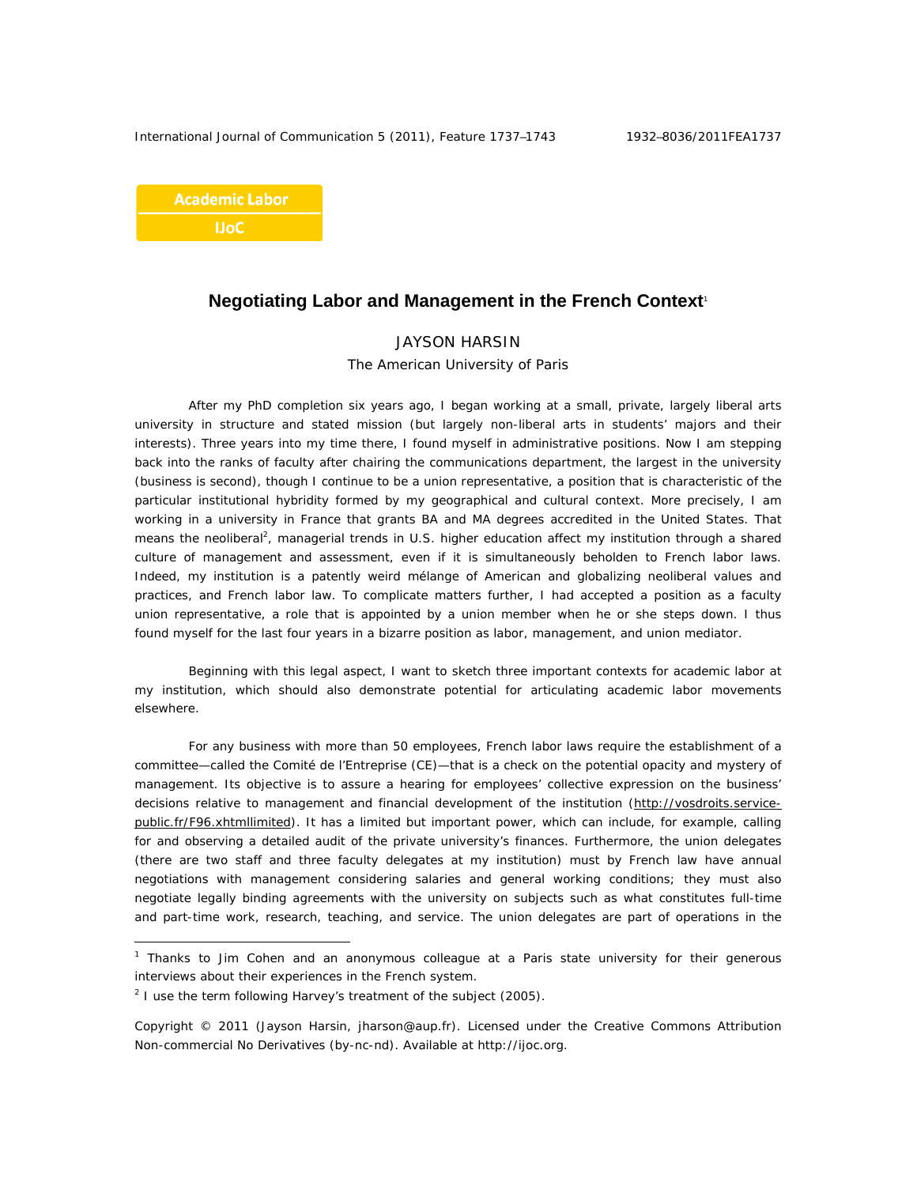Academic Labor
IJoC

# Negotiating Labor and Management in the French Context[1]

JAYSON HARSIN
The American University of Paris

After my PhD completion six years ago, I began working at a small, private, largely liberal arts university in structure and stated mission (but largely non-liberal arts in students' majors and their interests). Three years into my time there, I found myself in administrative positions. Now I am stepping back into the ranks of faculty after chairing the communications department, the largest in the university (business is second), though I continue to be a union representative, a position that is characteristic of the particular institutional hybridity formed by my geographical and cultural context. More precisely, I am working in a university in France that grants BA and MA degrees accredited in the United States. That means the neoliberal[2], managerial trends in U.S. higher education affect my institution through a shared culture of management and assessment, even if it is simultaneously beholden to French labor laws. Indeed, my institution is a patently weird mélange of American and globalizing neoliberal values and practices, and French labor law. To complicate matters further, I had accepted a position as a faculty union representative, a role that is appointed by a union member when he or she steps down. I thus found myself for the last four years in a bizarre position as labor, management, and union mediator.

Beginning with this legal aspect, I want to sketch three important contexts for academic labor at my institution, which should also demonstrate potential for articulating academic labor movements elsewhere.

For any business with more than 50 employees, French labor laws require the establishment of a committee—called the Comité de l'Entreprise (CE)—that is a check on the potential opacity and mystery of management. Its objective is to assure a hearing for employees' collective expression on the business' decisions relative to management and financial development of the institution (http://vosdroits.service-public.fr/F96.xhtmllimited). It has a limited but important power, which can include, for example, calling for and observing a detailed audit of the private university's finances. Furthermore, the union delegates (there are two staff and three faculty delegates at my institution) must by French law have annual negotiations with management considering salaries and general working conditions; they must also negotiate legally binding agreements with the university on subjects such as what constitutes full-time and part-time work, research, teaching, and service. The union delegates are part of operations in the

[1] Thanks to Jim Cohen and an anonymous colleague at a Paris state university for their generous interviews about their experiences in the French system.

[2] I use the term following Harvey's treatment of the subject (2005).

Copyright © 2011 (Jayson Harsin, jharson@aup.fr). Licensed under the Creative Commons Attribution Non-commercial No Derivatives (by-nc-nd). Available at http://ijoc.org.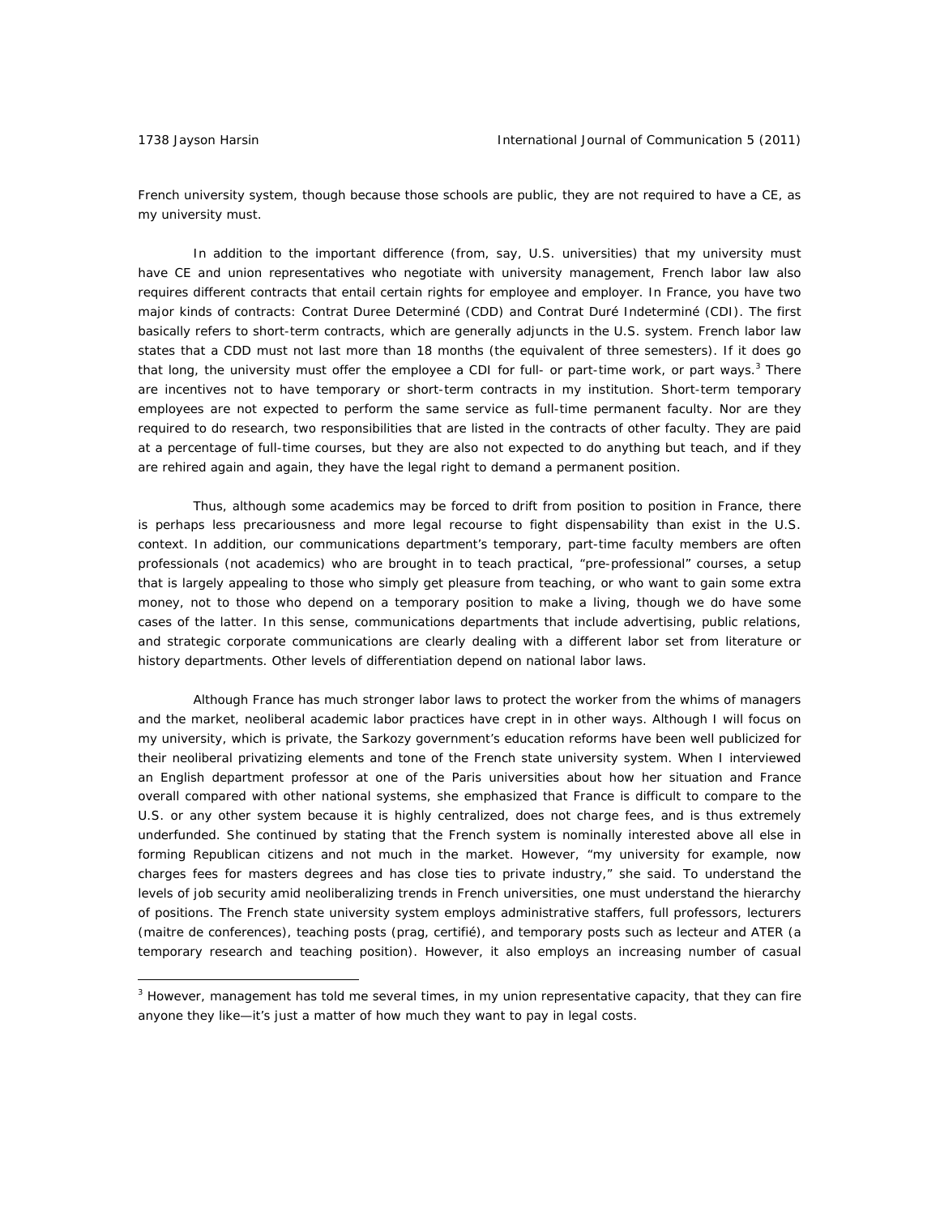French university system, though because those schools are public, they are not required to have a CE, as my university must.

In addition to the important difference (from, say, U.S. universities) that my university must have CE and union representatives who negotiate with university management, French labor law also requires different contracts that entail certain rights for employee and employer. In France, you have two major kinds of contracts: Contrat Duree Determiné (CDD) and Contrat Duré Indeterminé (CDI). The first basically refers to short-term contracts, which are generally adjuncts in the U.S. system. French labor law states that a CDD must not last more than 18 months (the equivalent of three semesters). If it does go that long, the university must offer the employee a CDI for full- or part-time work, or part ways.[3] There are incentives not to have temporary or short-term contracts in my institution. Short-term temporary employees are not expected to perform the same service as full-time permanent faculty. Nor are they required to do research, two responsibilities that are listed in the contracts of other faculty. They are paid at a percentage of full-time courses, but they are also not expected to do anything but teach, and if they are rehired again and again, they have the legal right to demand a permanent position.

Thus, although some academics may be forced to drift from position to position in France, there is perhaps less precariousness and more legal recourse to fight dispensability than exist in the U.S. context. In addition, our communications department's temporary, part-time faculty members are often professionals (not academics) who are brought in to teach practical, "pre-professional" courses, a setup that is largely appealing to those who simply get pleasure from teaching, or who want to gain some extra money, not to those who depend on a temporary position to make a living, though we do have some cases of the latter. In this sense, communications departments that include advertising, public relations, and strategic corporate communications are clearly dealing with a different labor set from literature or history departments. Other levels of differentiation depend on national labor laws.

Although France has much stronger labor laws to protect the worker from the whims of managers and the market, neoliberal academic labor practices have crept in in other ways. Although I will focus on my university, which is private, the Sarkozy government's education reforms have been well publicized for their neoliberal privatizing elements and tone of the French state university system. When I interviewed an English department professor at one of the Paris universities about how her situation and France overall compared with other national systems, she emphasized that France is difficult to compare to the U.S. or any other system because it is highly centralized, does not charge fees, and is thus extremely underfunded. She continued by stating that the French system is nominally interested above all else in forming Republican citizens and not much in the market. However, "my university for example, now charges fees for masters degrees and has close ties to private industry," she said. To understand the levels of job security amid neoliberalizing trends in French universities, one must understand the hierarchy of positions. The French state university system employs administrative staffers, full professors, lecturers (maitre de conferences), teaching posts (prag, certifié), and temporary posts such as lecteur and ATER (a temporary research and teaching position). However, it also employs an increasing number of casual

[3] However, management has told me several times, in my union representative capacity, that they can fire anyone they like—it's just a matter of how much they want to pay in legal costs.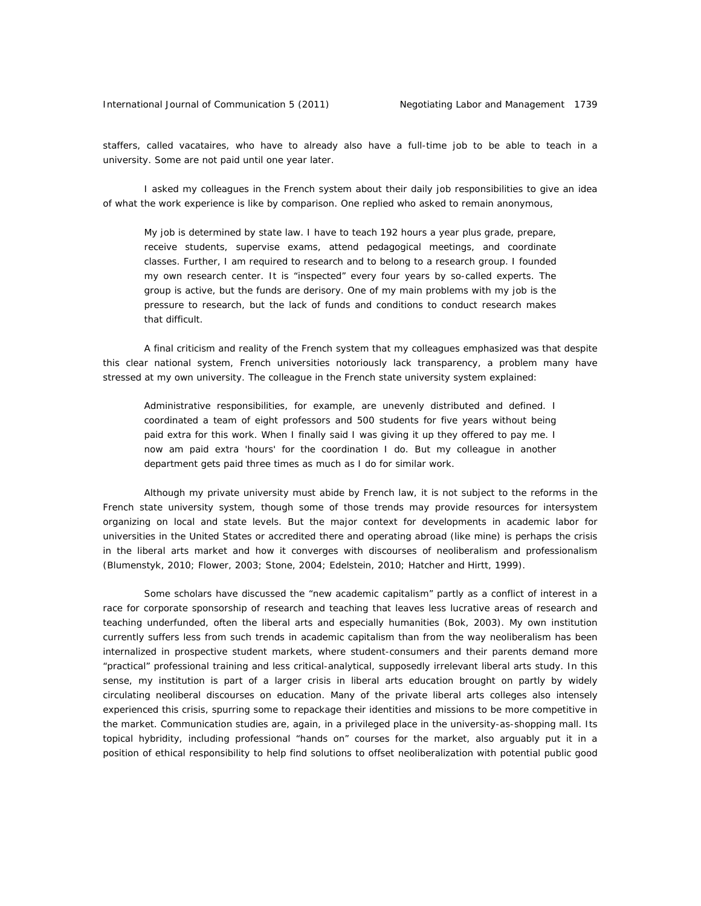staffers, called vacataires, who have to already also have a full-time job to be able to teach in a university. Some are not paid until one year later.

I asked my colleagues in the French system about their daily job responsibilities to give an idea of what the work experience is like by comparison. One replied who asked to remain anonymous,

> My job is determined by state law. I have to teach 192 hours a year plus grade, prepare, receive students, supervise exams, attend pedagogical meetings, and coordinate classes. Further, I am required to research and to belong to a research group. I founded my own research center. It is "inspected" every four years by so-called experts. The group is active, but the funds are derisory. One of my main problems with my job is the pressure to research, but the lack of funds and conditions to conduct research makes that difficult.

A final criticism and reality of the French system that my colleagues emphasized was that despite this clear national system, French universities notoriously lack transparency, a problem many have stressed at my own university. The colleague in the French state university system explained:

> Administrative responsibilities, for example, are unevenly distributed and defined. I coordinated a team of eight professors and 500 students for five years without being paid extra for this work. When I finally said I was giving it up they offered to pay me. I now am paid extra 'hours' for the coordination I do. But my colleague in another department gets paid three times as much as I do for similar work.

Although my private university must abide by French law, it is not subject to the reforms in the French state university system, though some of those trends may provide resources for intersystem organizing on local and state levels. But the major context for developments in academic labor for universities in the United States or accredited there and operating abroad (like mine) is perhaps the crisis in the liberal arts market and how it converges with discourses of neoliberalism and professionalism (Blumenstyk, 2010; Flower, 2003; Stone, 2004; Edelstein, 2010; Hatcher and Hirtt, 1999).

Some scholars have discussed the "new academic capitalism" partly as a conflict of interest in a race for corporate sponsorship of research and teaching that leaves less lucrative areas of research and teaching underfunded, often the liberal arts and especially humanities (Bok, 2003). My own institution currently suffers less from such trends in academic capitalism than from the way neoliberalism has been internalized in prospective student markets, where student-consumers and their parents demand more "practical" professional training and less critical-analytical, supposedly irrelevant liberal arts study. In this sense, my institution is part of a larger crisis in liberal arts education brought on partly by widely circulating neoliberal discourses on education. Many of the private liberal arts colleges also intensely experienced this crisis, spurring some to repackage their identities and missions to be more competitive in the market. Communication studies are, again, in a privileged place in the university-as-shopping mall. Its topical hybridity, including professional "hands on" courses for the market, also arguably put it in a position of ethical responsibility to help find solutions to offset neoliberalization with potential public good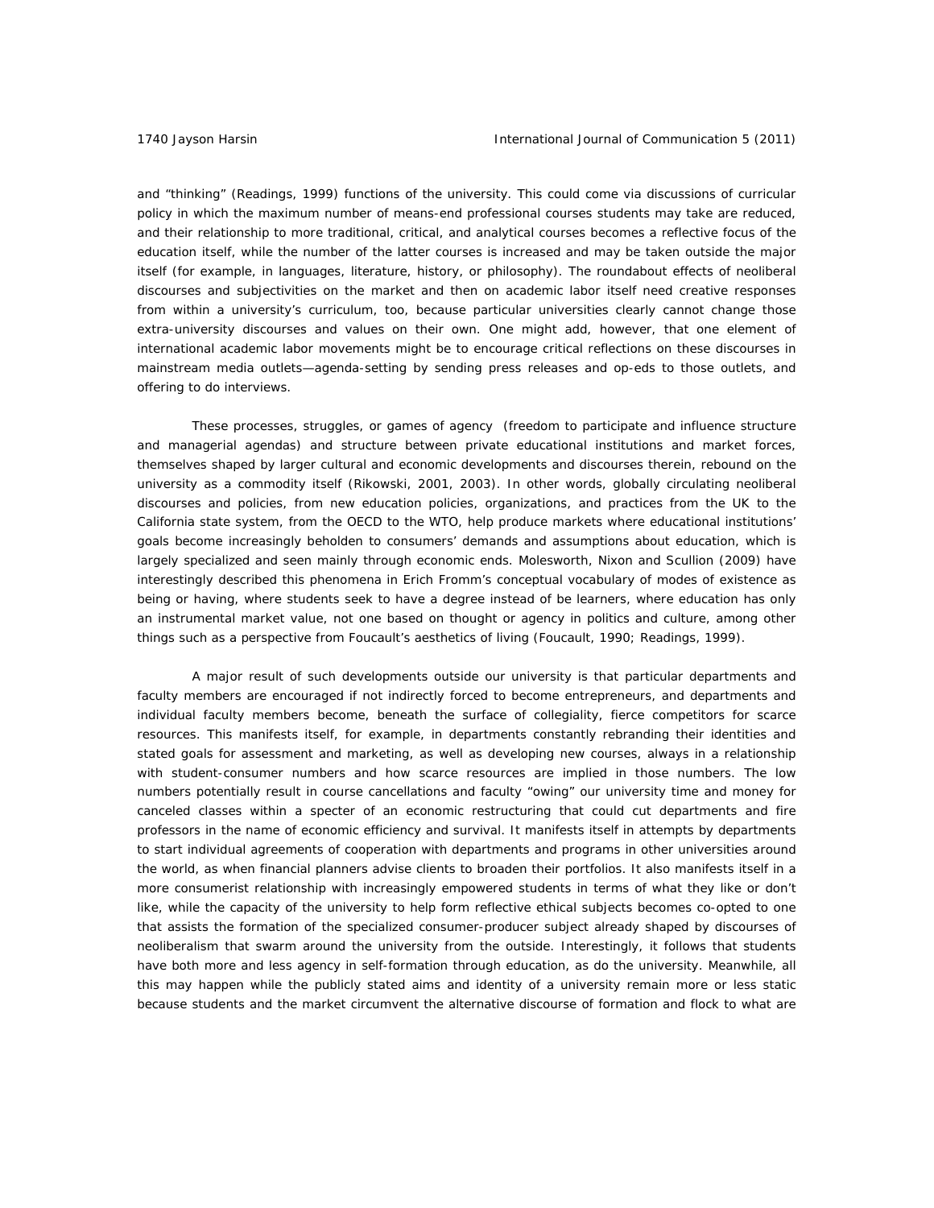and "thinking" (Readings, 1999) functions of the university. This could come via discussions of curricular policy in which the maximum number of means-end professional courses students may take are reduced, and their relationship to more traditional, critical, and analytical courses becomes a reflective focus of the education itself, while the number of the latter courses is increased and may be taken outside the major itself (for example, in languages, literature, history, or philosophy). The roundabout effects of neoliberal discourses and subjectivities on the market and then on academic labor itself need creative responses from within a university's curriculum, too, because particular universities clearly cannot change those extra-university discourses and values on their own. One might add, however, that one element of international academic labor movements might be to encourage critical reflections on these discourses in mainstream media outlets—agenda-setting by sending press releases and op-eds to those outlets, and offering to do interviews.

These processes, struggles, or games of agency (freedom to participate and influence structure and managerial agendas) and structure between private educational institutions and market forces, themselves shaped by larger cultural and economic developments and discourses therein, rebound on the university as a commodity itself (Rikowski, 2001, 2003). In other words, globally circulating neoliberal discourses and policies, from new education policies, organizations, and practices from the UK to the California state system, from the OECD to the WTO, help produce markets where educational institutions' goals become increasingly beholden to consumers' demands and assumptions about education, which is largely specialized and seen mainly through economic ends. Molesworth, Nixon and Scullion (2009) have interestingly described this phenomena in Erich Fromm's conceptual vocabulary of modes of existence as being or having, where students seek to have a degree instead of be learners, where education has only an instrumental market value, not one based on thought or agency in politics and culture, among other things such as a perspective from Foucault's aesthetics of living (Foucault, 1990; Readings, 1999).

A major result of such developments outside our university is that particular departments and faculty members are encouraged if not indirectly forced to become entrepreneurs, and departments and individual faculty members become, beneath the surface of collegiality, fierce competitors for scarce resources. This manifests itself, for example, in departments constantly rebranding their identities and stated goals for assessment and marketing, as well as developing new courses, always in a relationship with student-consumer numbers and how scarce resources are implied in those numbers. The low numbers potentially result in course cancellations and faculty "owing" our university time and money for canceled classes within a specter of an economic restructuring that could cut departments and fire professors in the name of economic efficiency and survival. It manifests itself in attempts by departments to start individual agreements of cooperation with departments and programs in other universities around the world, as when financial planners advise clients to broaden their portfolios. It also manifests itself in a more consumerist relationship with increasingly empowered students in terms of what they like or don't like, while the capacity of the university to help form reflective ethical subjects becomes co-opted to one that assists the formation of the specialized consumer-producer subject already shaped by discourses of neoliberalism that swarm around the university from the outside. Interestingly, it follows that students have both more and less agency in self-formation through education, as do the university. Meanwhile, all this may happen while the publicly stated aims and identity of a university remain more or less static because students and the market circumvent the alternative discourse of formation and flock to what are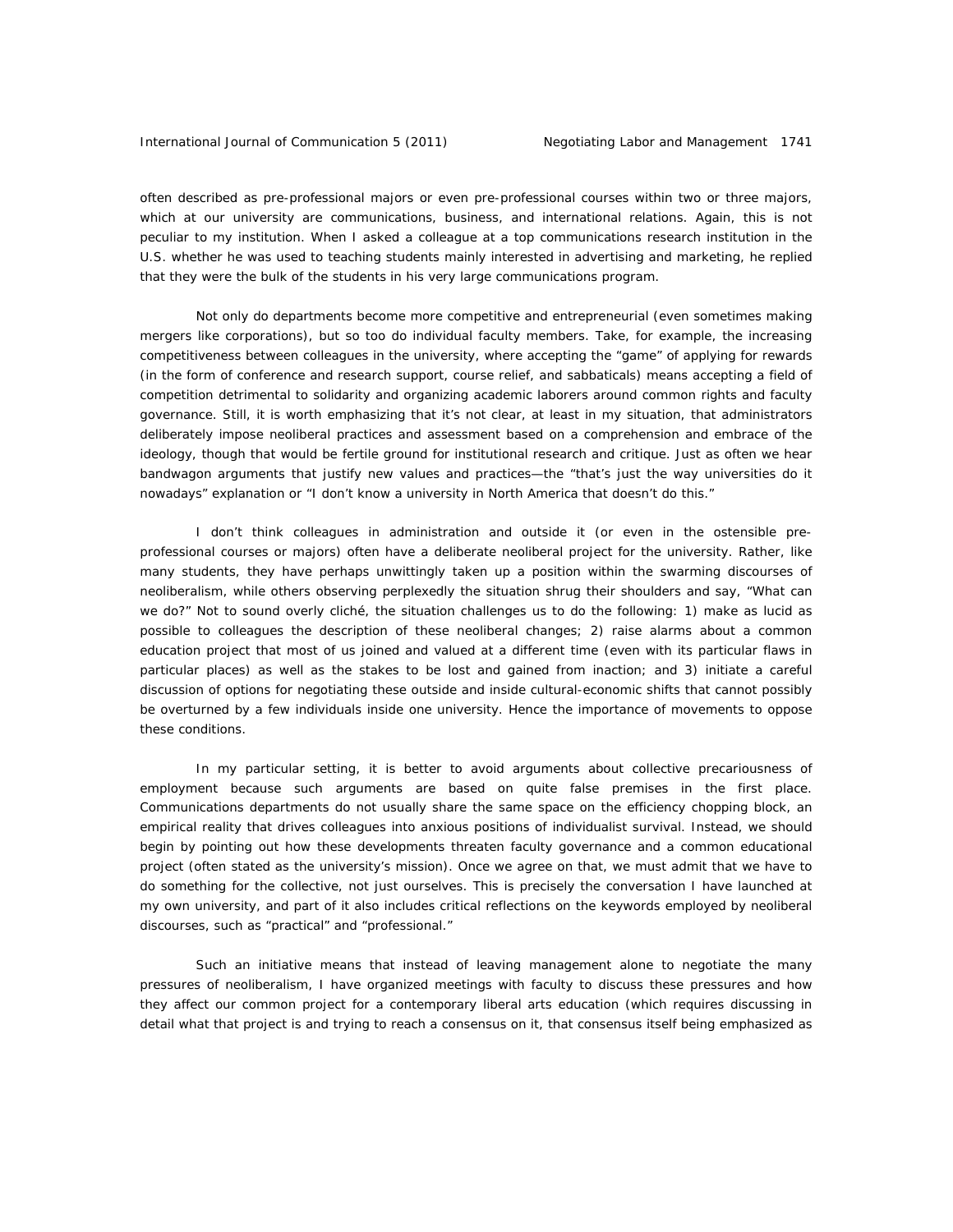often described as pre-professional majors or even pre-professional courses within two or three majors, which at our university are communications, business, and international relations. Again, this is not peculiar to my institution. When I asked a colleague at a top communications research institution in the U.S. whether he was used to teaching students mainly interested in advertising and marketing, he replied that they were the bulk of the students in his very large communications program.

Not only do departments become more competitive and entrepreneurial (even sometimes making mergers like corporations), but so too do individual faculty members. Take, for example, the increasing competitiveness between colleagues in the university, where accepting the "game" of applying for rewards (in the form of conference and research support, course relief, and sabbaticals) means accepting a field of competition detrimental to solidarity and organizing academic laborers around common rights and faculty governance. Still, it is worth emphasizing that it's not clear, at least in my situation, that administrators deliberately impose neoliberal practices and assessment based on a comprehension and embrace of the ideology, though that would be fertile ground for institutional research and critique. Just as often we hear bandwagon arguments that justify new values and practices—the "that's just the way universities do it nowadays" explanation or "I don't know a university in North America that doesn't do this."

I don't think colleagues in administration and outside it (or even in the ostensible pre-professional courses or majors) often have a deliberate neoliberal project for the university. Rather, like many students, they have perhaps unwittingly taken up a position within the swarming discourses of neoliberalism, while others observing perplexedly the situation shrug their shoulders and say, "What can we do?" Not to sound overly cliché, the situation challenges us to do the following: 1) make as lucid as possible to colleagues the description of these neoliberal changes; 2) raise alarms about a common education project that most of us joined and valued at a different time (even with its particular flaws in particular places) as well as the stakes to be lost and gained from inaction; and 3) initiate a careful discussion of options for negotiating these outside and inside cultural-economic shifts that cannot possibly be overturned by a few individuals inside one university. Hence the importance of movements to oppose these conditions.

In my particular setting, it is better to avoid arguments about collective precariousness of employment because such arguments are based on quite false premises in the first place. Communications departments do not usually share the same space on the efficiency chopping block, an empirical reality that drives colleagues into anxious positions of individualist survival. Instead, we should begin by pointing out how these developments threaten faculty governance and a common educational project (often stated as the university's mission). Once we agree on that, we must admit that we have to do something for the collective, not just ourselves. This is precisely the conversation I have launched at my own university, and part of it also includes critical reflections on the keywords employed by neoliberal discourses, such as "practical" and "professional."

Such an initiative means that instead of leaving management alone to negotiate the many pressures of neoliberalism, I have organized meetings with faculty to discuss these pressures and how they affect our common project for a contemporary liberal arts education (which requires discussing in detail what that project is and trying to reach a consensus on it, that consensus itself being emphasized as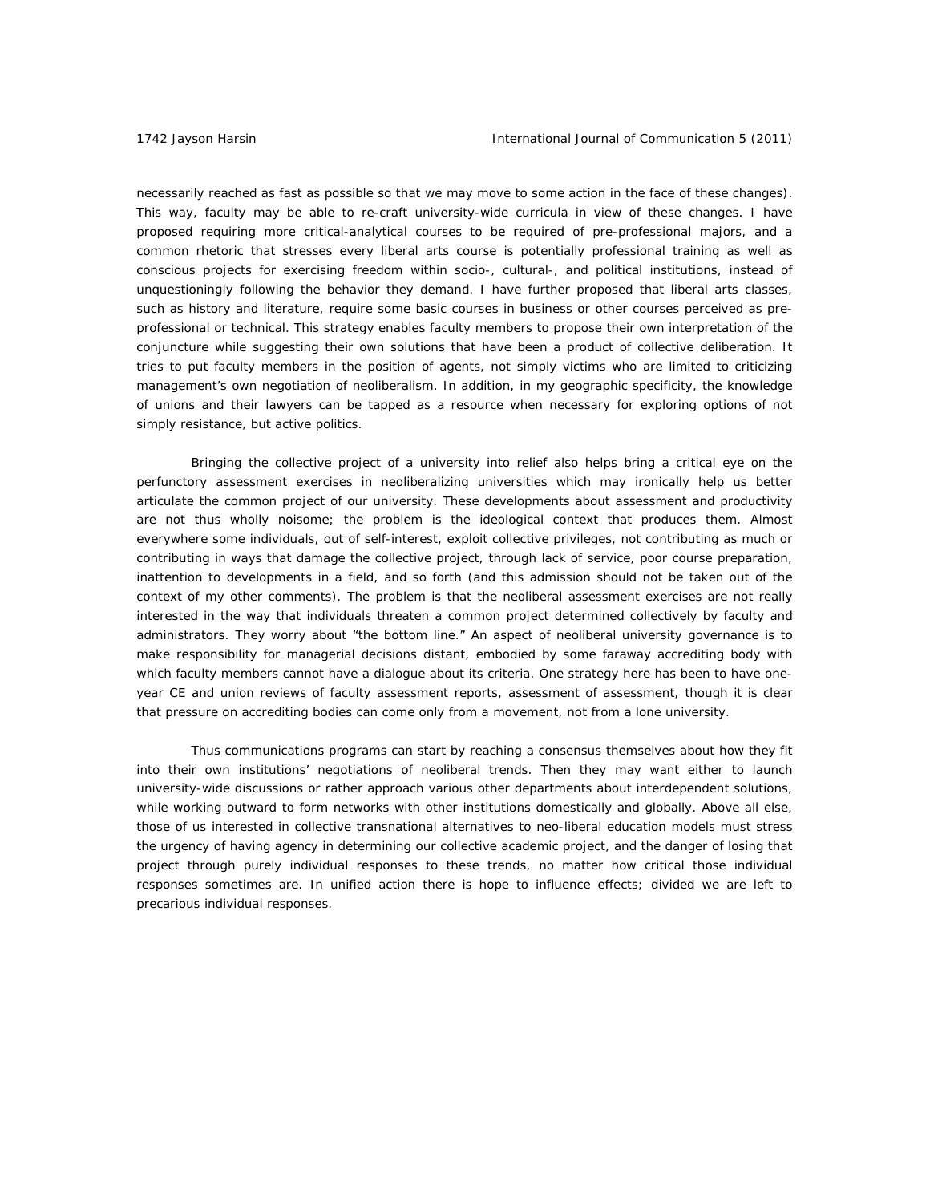necessarily reached as fast as possible so that we may move to some action in the face of these changes). This way, faculty may be able to re-craft university-wide curricula in view of these changes. I have proposed requiring more critical-analytical courses to be required of pre-professional majors, and a common rhetoric that stresses every liberal arts course is potentially professional training as well as conscious projects for exercising freedom within socio-, cultural-, and political institutions, instead of unquestioningly following the behavior they demand. I have further proposed that liberal arts classes, such as history and literature, require some basic courses in business or other courses perceived as pre-professional or technical. This strategy enables faculty members to propose their own interpretation of the conjuncture while suggesting their own solutions that have been a product of collective deliberation. It tries to put faculty members in the position of agents, not simply victims who are limited to criticizing management's own negotiation of neoliberalism. In addition, in my geographic specificity, the knowledge of unions and their lawyers can be tapped as a resource when necessary for exploring options of not simply resistance, but active politics.

Bringing the collective project of a university into relief also helps bring a critical eye on the perfunctory assessment exercises in neoliberalizing universities which may ironically help us better articulate the common project of our university. These developments about assessment and productivity are not thus wholly noisome; the problem is the ideological context that produces them. Almost everywhere some individuals, out of self-interest, exploit collective privileges, not contributing as much or contributing in ways that damage the collective project, through lack of service, poor course preparation, inattention to developments in a field, and so forth (and this admission should not be taken out of the context of my other comments). The problem is that the neoliberal assessment exercises are not really interested in the way that individuals threaten a common project determined collectively by faculty and administrators. They worry about "the bottom line." An aspect of neoliberal university governance is to make responsibility for managerial decisions distant, embodied by some faraway accrediting body with which faculty members cannot have a dialogue about its criteria. One strategy here has been to have one-year CE and union reviews of faculty assessment reports, assessment of assessment, though it is clear that pressure on accrediting bodies can come only from a movement, not from a lone university.

Thus communications programs can start by reaching a consensus themselves about how they fit into their own institutions' negotiations of neoliberal trends. Then they may want either to launch university-wide discussions or rather approach various other departments about interdependent solutions, while working outward to form networks with other institutions domestically and globally. Above all else, those of us interested in collective transnational alternatives to neo-liberal education models must stress the urgency of having agency in determining our collective academic project, and the danger of losing that project through purely individual responses to these trends, no matter how critical those individual responses sometimes are. In unified action there is hope to influence effects; divided we are left to precarious individual responses.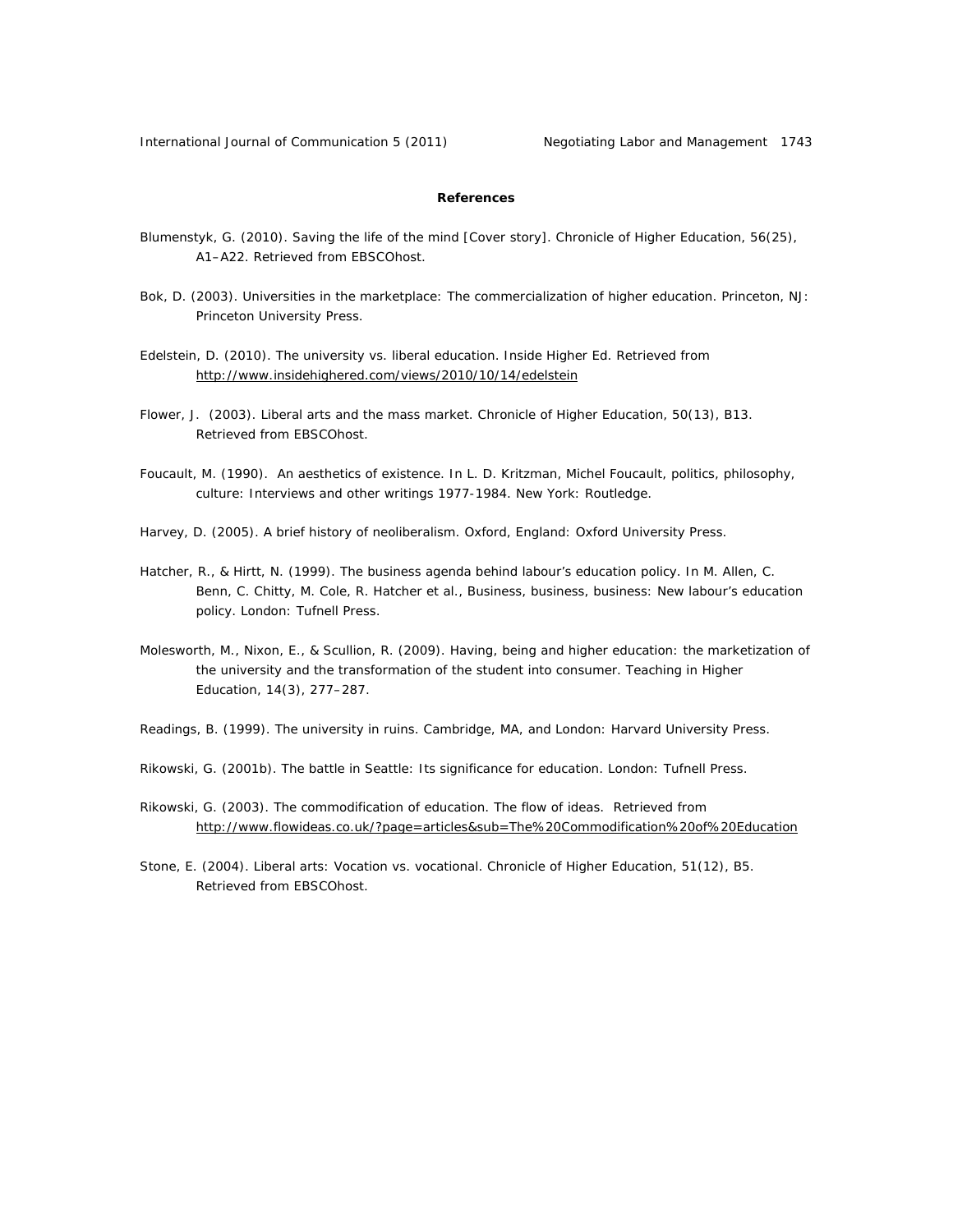## References

Blumenstyk, G. (2010). Saving the life of the mind [Cover story]. Chronicle of Higher Education, 56(25), A1–A22. Retrieved from EBSCOhost.

Bok, D. (2003). Universities in the marketplace: The commercialization of higher education. Princeton, NJ: Princeton University Press.

Edelstein, D. (2010). The university vs. liberal education. Inside Higher Ed. Retrieved from http://www.insidehighered.com/views/2010/10/14/edelstein

Flower, J. (2003). Liberal arts and the mass market. Chronicle of Higher Education, 50(13), B13. Retrieved from EBSCOhost.

Foucault, M. (1990). An aesthetics of existence. In L. D. Kritzman, Michel Foucault, politics, philosophy, culture: Interviews and other writings 1977-1984. New York: Routledge.

Harvey, D. (2005). A brief history of neoliberalism. Oxford, England: Oxford University Press.

Hatcher, R., & Hirtt, N. (1999). The business agenda behind labour's education policy. In M. Allen, C. Benn, C. Chitty, M. Cole, R. Hatcher et al., Business, business, business: New labour's education policy. London: Tufnell Press.

Molesworth, M., Nixon, E., & Scullion, R. (2009). Having, being and higher education: the marketization of the university and the transformation of the student into consumer. Teaching in Higher Education, 14(3), 277–287.

Readings, B. (1999). The university in ruins. Cambridge, MA, and London: Harvard University Press.

Rikowski, G. (2001b). The battle in Seattle: Its significance for education. London: Tufnell Press.

Rikowski, G. (2003). The commodification of education. The flow of ideas. Retrieved from http://www.flowideas.co.uk/?page=articles&sub=The%20Commodification%20of%20Education

Stone, E. (2004). Liberal arts: Vocation vs. vocational. Chronicle of Higher Education, 51(12), B5. Retrieved from EBSCOhost.